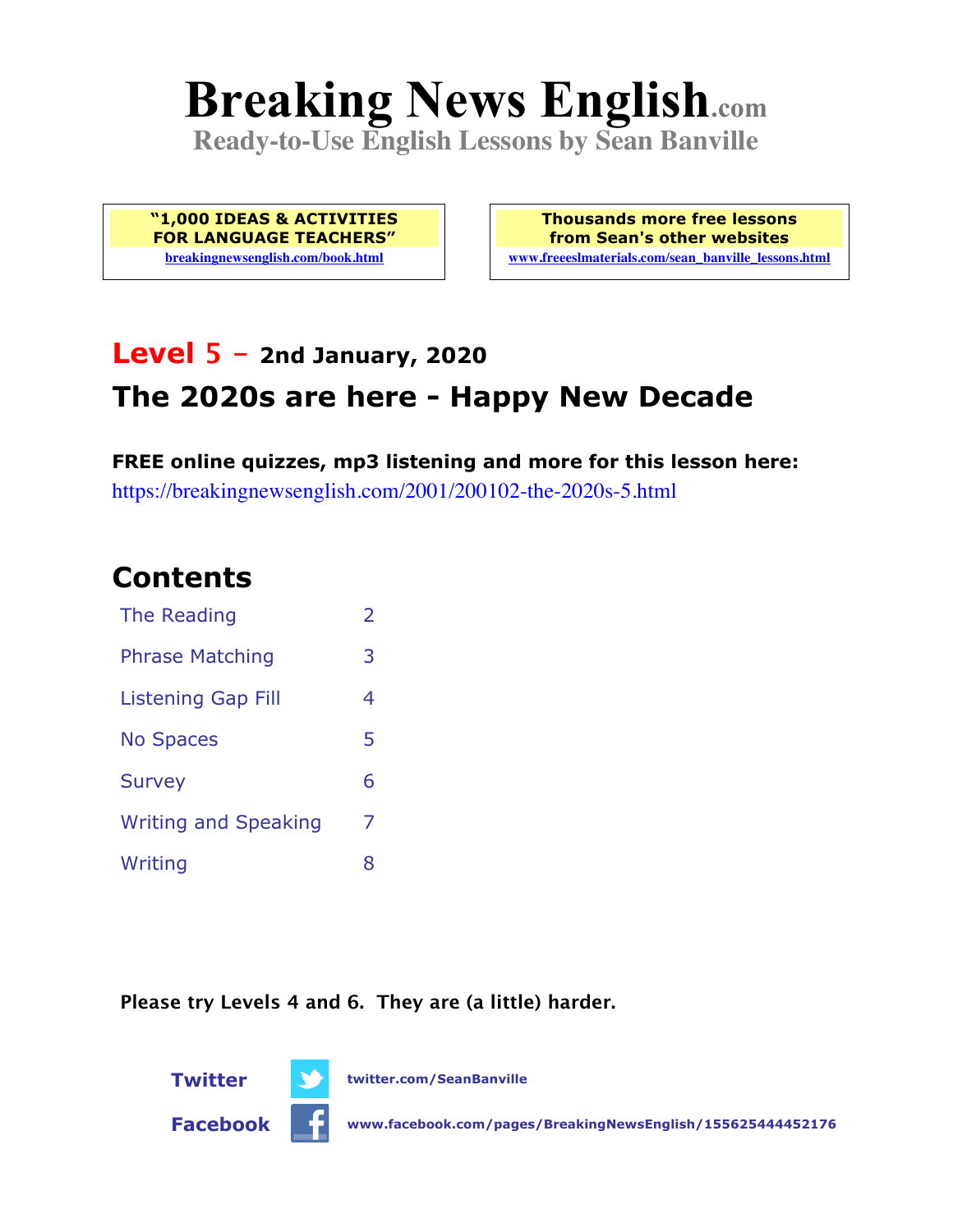# Breaking News English.com

**Ready-to-Use English Lessons by Sean Banville**

**"1,000 IDEAS & ACTIVITIES FOR LANGUAGE TEACHERS"**
breakingnewsenglish.com/book.html

**Thousands more free lessons from Sean's other websites**
www.freeeslmaterials.com/sean_banville_lessons.html

## Level 5 - 2nd January, 2020

## The 2020s are here - Happy New Decade

**FREE online quizzes, mp3 listening and more for this lesson here:**
https://breakingnewsenglish.com/2001/200102-the-2020s-5.html

## Contents

| | |
|---|---|
| The Reading | 2 |
| Phrase Matching | 3 |
| Listening Gap Fill | 4 |
| No Spaces | 5 |
| Survey | 6 |
| Writing and Speaking | 7 |
| Writing | 8 |

**Please try Levels 4 and 6. They are (a little) harder.**

**Twitter** twitter.com/SeanBanville

**Facebook** www.facebook.com/pages/BreakingNewsEnglish/155625444452176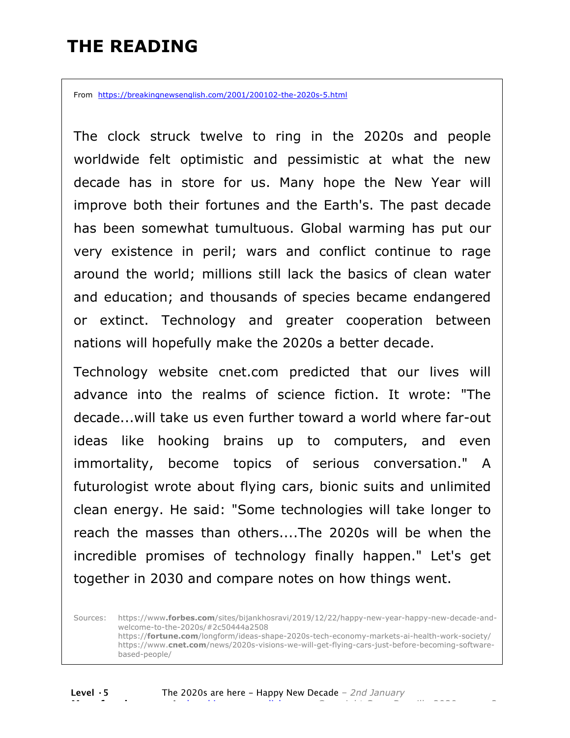# THE READING

From https://breakingnewsenglish.com/2001/200102-the-2020s-5.html

The clock struck twelve to ring in the 2020s and people worldwide felt optimistic and pessimistic at what the new decade has in store for us. Many hope the New Year will improve both their fortunes and the Earth's. The past decade has been somewhat tumultuous. Global warming has put our very existence in peril; wars and conflict continue to rage around the world; millions still lack the basics of clean water and education; and thousands of species became endangered or extinct. Technology and greater cooperation between nations will hopefully make the 2020s a better decade.

Technology website cnet.com predicted that our lives will advance into the realms of science fiction. It wrote: "The decade...will take us even further toward a world where far-out ideas like hooking brains up to computers, and even immortality, become topics of serious conversation." A futurologist wrote about flying cars, bionic suits and unlimited clean energy. He said: "Some technologies will take longer to reach the masses than others....The 2020s will be when the incredible promises of technology finally happen." Let's get together in 2030 and compare notes on how things went.

Sources: https://www.**forbes.com**/sites/bijankhosravi/2019/12/22/happy-new-year-happy-new-decade-and-welcome-to-the-2020s/#2c50444a2508
https://**fortune.com**/longform/ideas-shape-2020s-tech-economy-markets-ai-health-work-society/
https://www.**cnet.com**/news/2020s-visions-we-will-get-flying-cars-just-before-becoming-software-based-people/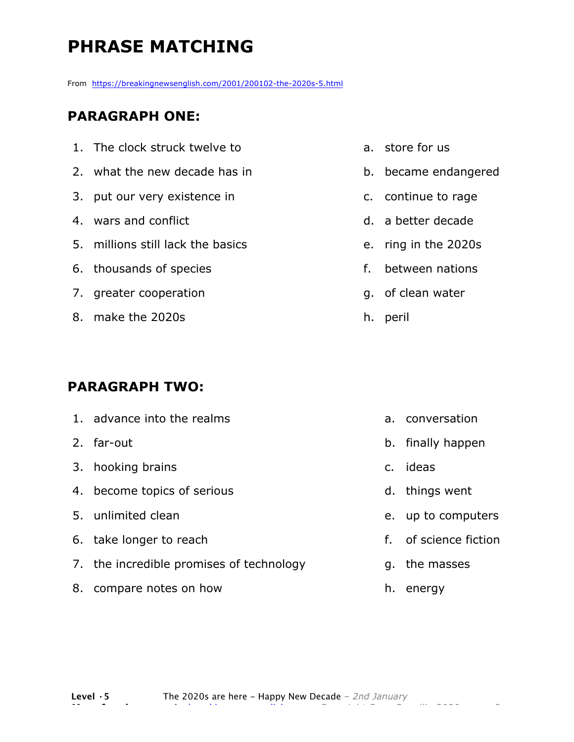# PHRASE MATCHING

From https://breakingnewsenglish.com/2001/200102-the-2020s-5.html

## PARAGRAPH ONE:

1. The clock struck twelve to
2. what the new decade has in
3. put our very existence in
4. wars and conflict
5. millions still lack the basics
6. thousands of species
7. greater cooperation
8. make the 2020s

a. store for us
b. became endangered
c. continue to rage
d. a better decade
e. ring in the 2020s
f. between nations
g. of clean water
h. peril

## PARAGRAPH TWO:

1. advance into the realms
2. far-out
3. hooking brains
4. become topics of serious
5. unlimited clean
6. take longer to reach
7. the incredible promises of technology
8. compare notes on how

a. conversation
b. finally happen
c. ideas
d. things went
e. up to computers
f. of science fiction
g. the masses
h. energy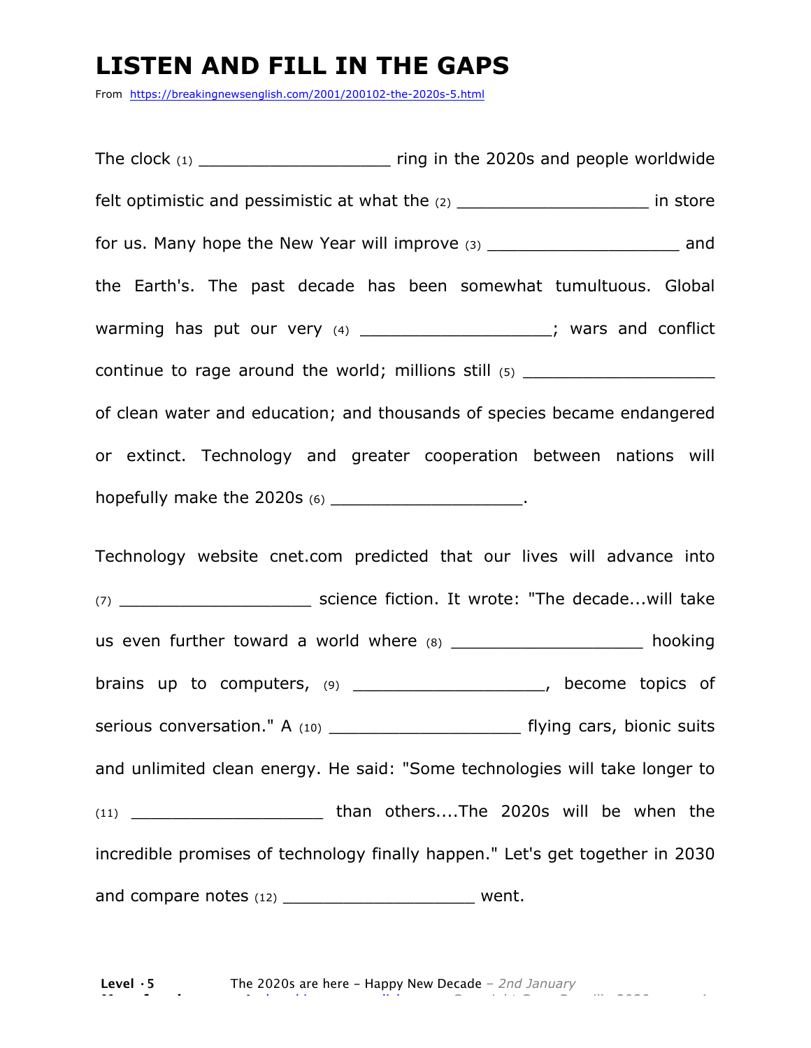# LISTEN AND FILL IN THE GAPS

From https://breakingnewsenglish.com/2001/200102-the-2020s-5.html

The clock (1) ___________________ ring in the 2020s and people worldwide felt optimistic and pessimistic at what the (2) ___________________ in store for us. Many hope the New Year will improve (3) ___________________ and the Earth's. The past decade has been somewhat tumultuous. Global warming has put our very (4) ___________________; wars and conflict continue to rage around the world; millions still (5) ___________________ of clean water and education; and thousands of species became endangered or extinct. Technology and greater cooperation between nations will hopefully make the 2020s (6) ___________________.

Technology website cnet.com predicted that our lives will advance into (7) ___________________ science fiction. It wrote: "The decade...will take us even further toward a world where (8) ___________________ hooking brains up to computers, (9) ___________________, become topics of serious conversation." A (10) ___________________ flying cars, bionic suits and unlimited clean energy. He said: "Some technologies will take longer to (11) ___________________ than others....The 2020s will be when the incredible promises of technology finally happen." Let's get together in 2030 and compare notes (12) ___________________ went.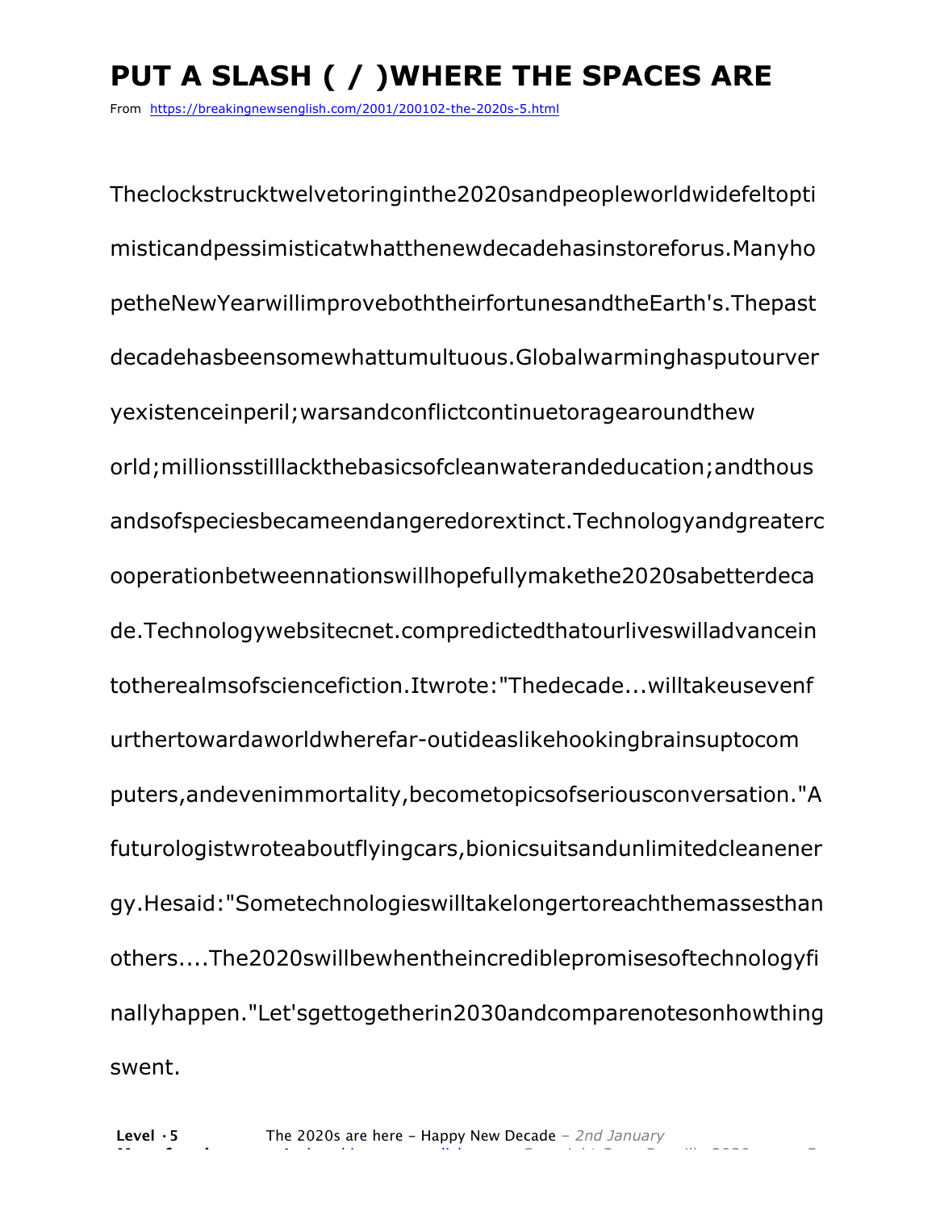# PUT A SLASH ( / )WHERE THE SPACES ARE

From https://breakingnewsenglish.com/2001/200102-the-2020s-5.html

Theclockstrucktwelvetoringinthe2020sandpeopleworldwidefeltopti
misticandpessimisticatwhatthenewdecadehasinstoreforus.Manyho
petheNewYearwillimproveboththeirfortunesandtheEarth's.Thepast
decadehasbeensomewhattumultuous.Globalwarminghasputourver
yexistenceinperil;warsandconflictcontinuetoragearoundthew
orld;millionsstilllackthebasicsofcleanwaterandeducation;andthous
andsofspeciesbecameendangeredorextinct.Technologyandgreaterc
ooperationbetweennationswillhopefullymakethe2020sabetterdeca
de.Technologywebsitecnet.compredictedthatourliveswilladvancein
totherealmsofsciencefiction.Itwrote:"Thedecade...willtakeusevenf
urthertowardaworldwherefar-outideaslikehookingbrainsuptocom
puters,andevenimmortality,becometopicsofseriousconversation."A
futurologistwroteaboutflyingcars,bionicsuitsandunlimitedcleanener
gy.Hesaid:"Sometechnologieswilltakelongertoreachthemassesthan
others....The2020swillbewhentheincrediblepromisesoftechnologyfi
nallyhappen."Let'sgettogetherin2030andcomparenotesonhowthing
swent.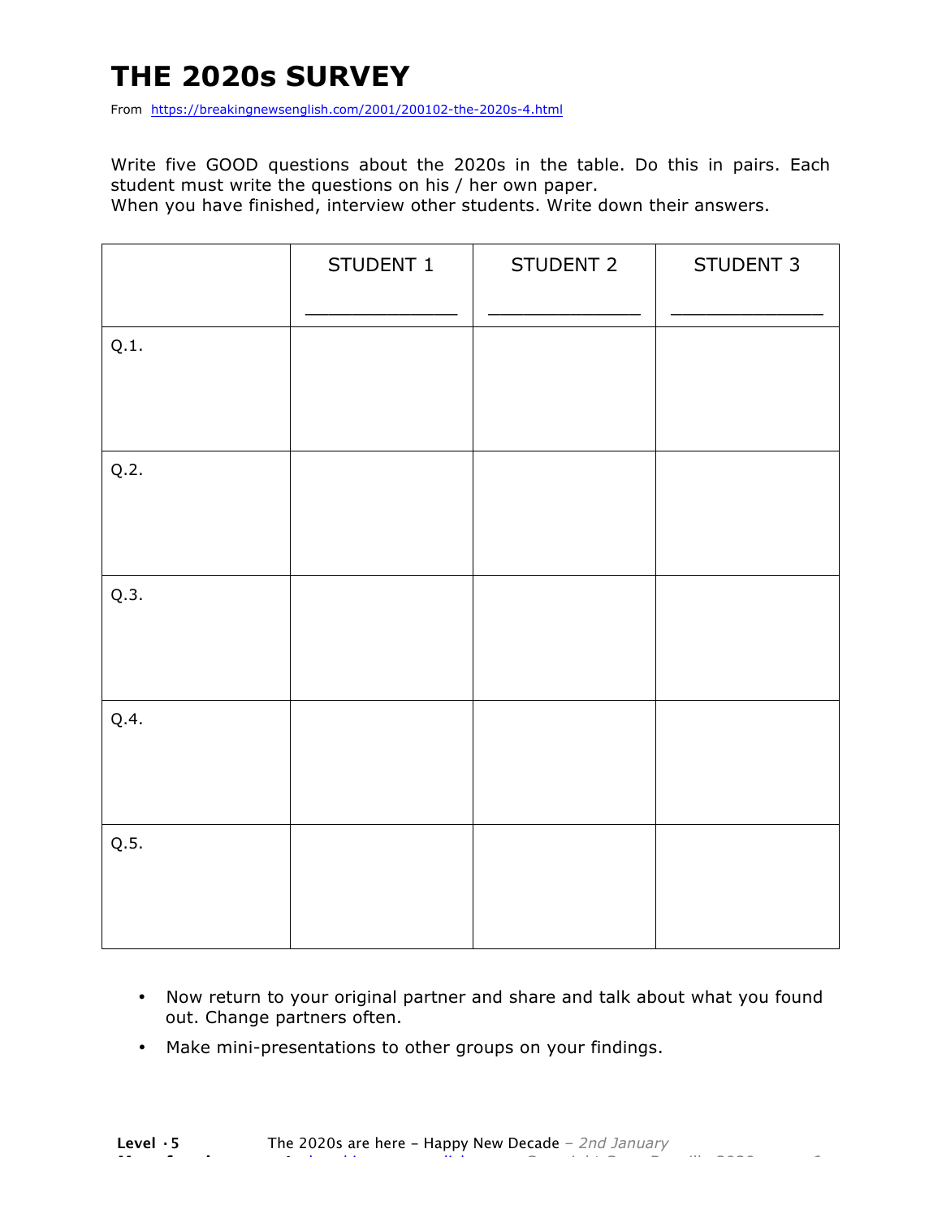# THE 2020s SURVEY

From https://breakingnewsenglish.com/2001/200102-the-2020s-4.html

Write five GOOD questions about the 2020s in the table. Do this in pairs. Each student must write the questions on his / her own paper.
When you have finished, interview other students. Write down their answers.

| | STUDENT 1<br>_____________ | STUDENT 2<br>_____________ | STUDENT 3<br>_____________ |
|---|---|---|---|
| Q.1. | | | |
| Q.2. | | | |
| Q.3. | | | |
| Q.4. | | | |
| Q.5. | | | |

- Now return to your original partner and share and talk about what you found out. Change partners often.
- Make mini-presentations to other groups on your findings.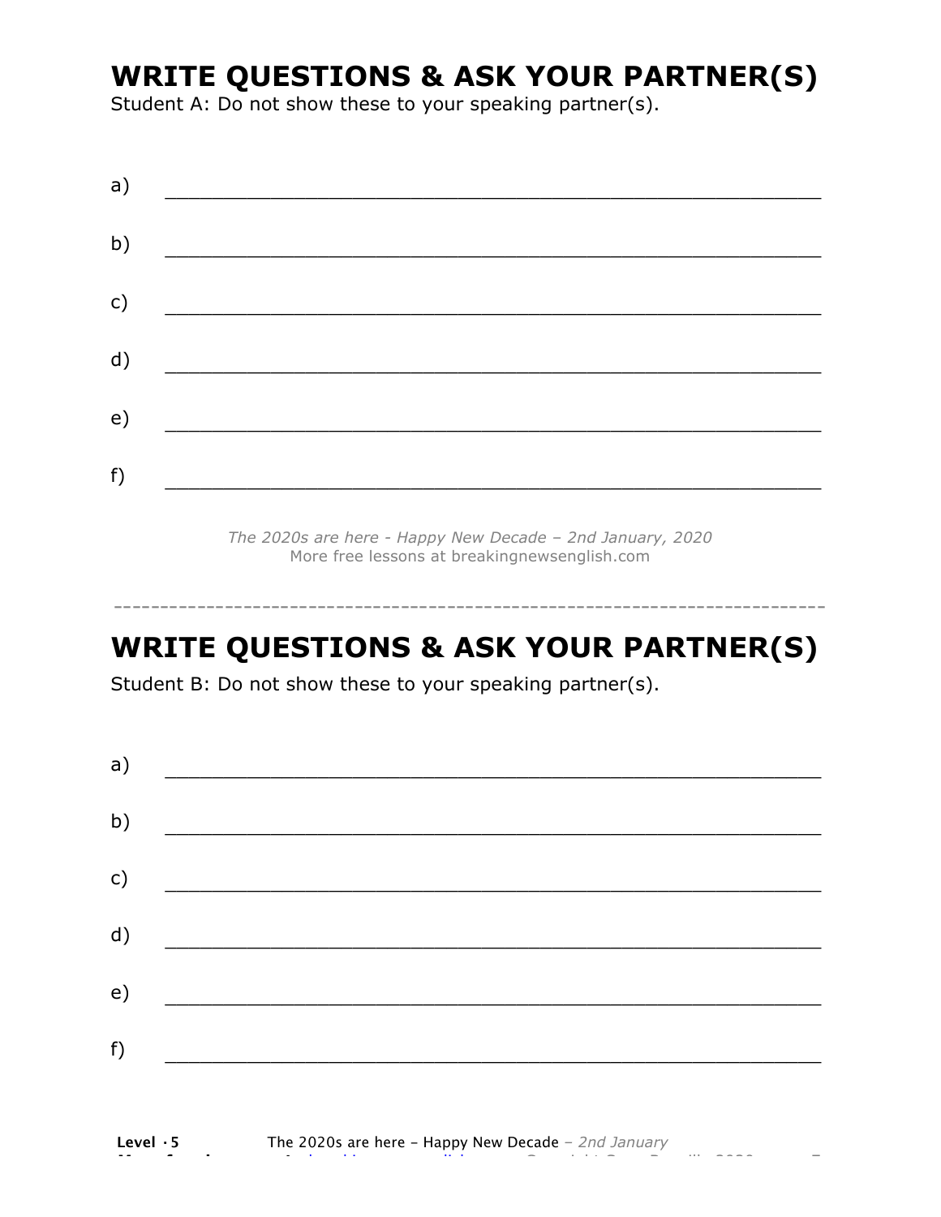# WRITE QUESTIONS & ASK YOUR PARTNER(S)

Student A: Do not show these to your speaking partner(s).

a) ________________________________________________________________

b) ________________________________________________________________

c) ________________________________________________________________

d) ________________________________________________________________

e) ________________________________________________________________

f) ________________________________________________________________

*The 2020s are here - Happy New Decade – 2nd January, 2020*
More free lessons at breakingnewsenglish.com

---

# WRITE QUESTIONS & ASK YOUR PARTNER(S)

Student B: Do not show these to your speaking partner(s).

a) ________________________________________________________________

b) ________________________________________________________________

c) ________________________________________________________________

d) ________________________________________________________________

e) ________________________________________________________________

f) ________________________________________________________________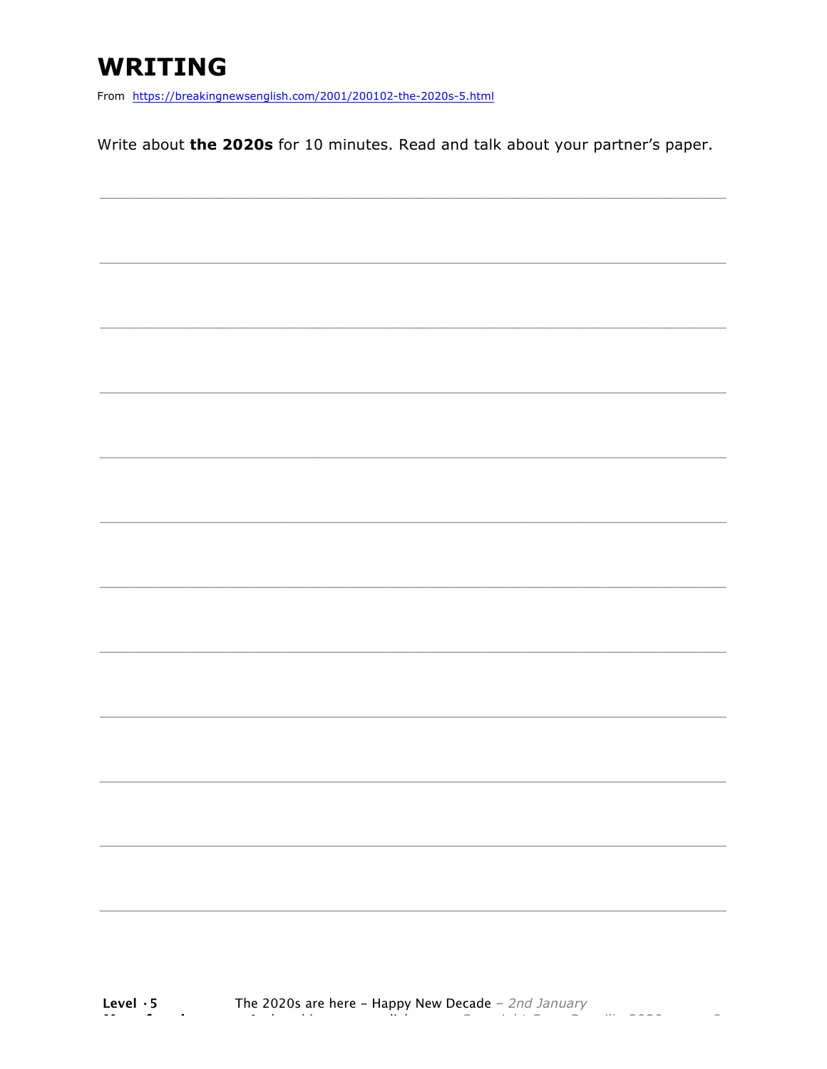# WRITING

From https://breakingnewsenglish.com/2001/200102-the-2020s-5.html

Write about **the 2020s** for 10 minutes. Read and talk about your partner's paper.